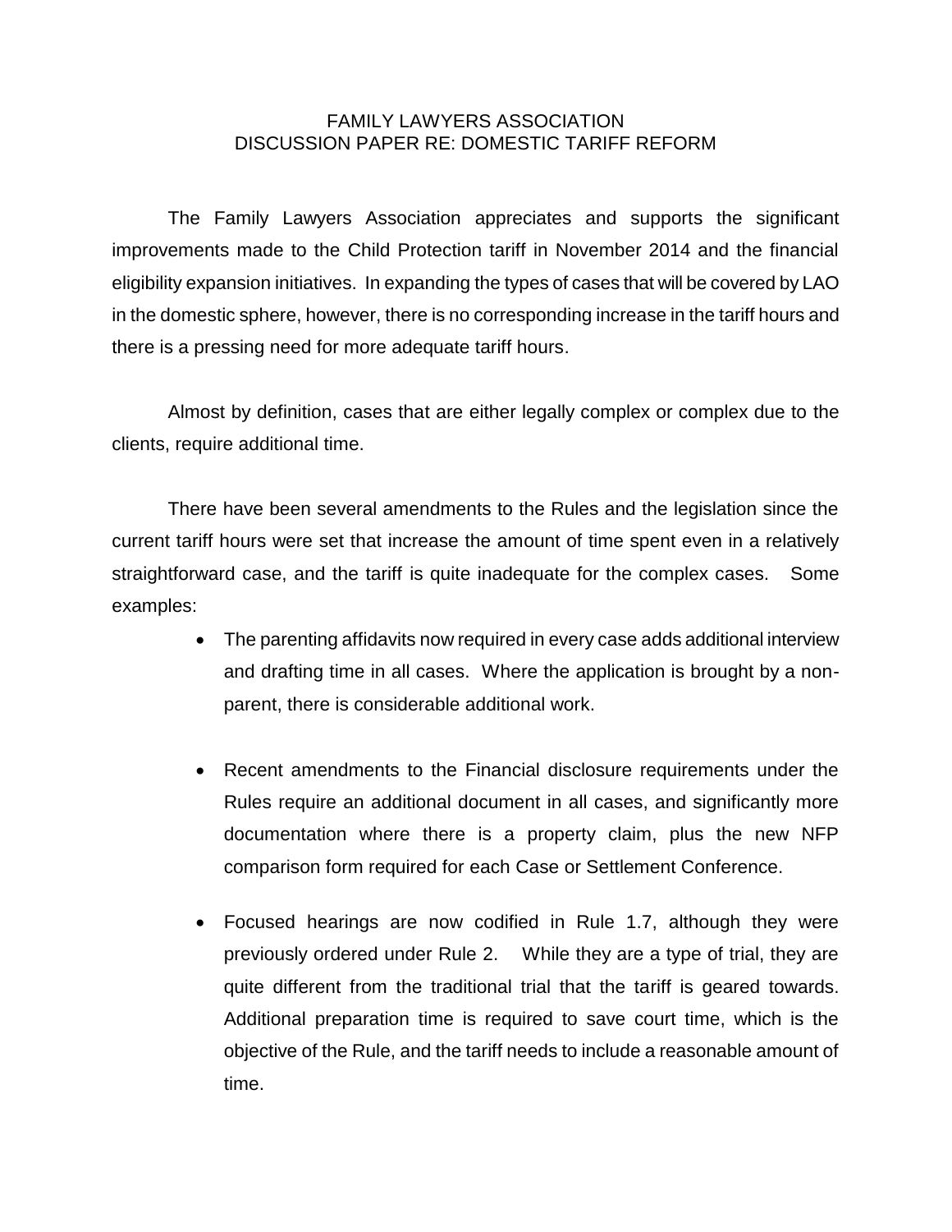# FAMILY LAWYERS ASSOCIATION
## DISCUSSION PAPER RE: DOMESTIC TARIFF REFORM

The Family Lawyers Association appreciates and supports the significant improvements made to the Child Protection tariff in November 2014 and the financial eligibility expansion initiatives. In expanding the types of cases that will be covered by LAO in the domestic sphere, however, there is no corresponding increase in the tariff hours and there is a pressing need for more adequate tariff hours.

Almost by definition, cases that are either legally complex or complex due to the clients, require additional time.

There have been several amendments to the Rules and the legislation since the current tariff hours were set that increase the amount of time spent even in a relatively straightforward case, and the tariff is quite inadequate for the complex cases. Some examples:

- The parenting affidavits now required in every case adds additional interview and drafting time in all cases. Where the application is brought by a non-parent, there is considerable additional work.

- Recent amendments to the Financial disclosure requirements under the Rules require an additional document in all cases, and significantly more documentation where there is a property claim, plus the new NFP comparison form required for each Case or Settlement Conference.

- Focused hearings are now codified in Rule 1.7, although they were previously ordered under Rule 2. While they are a type of trial, they are quite different from the traditional trial that the tariff is geared towards. Additional preparation time is required to save court time, which is the objective of the Rule, and the tariff needs to include a reasonable amount of time.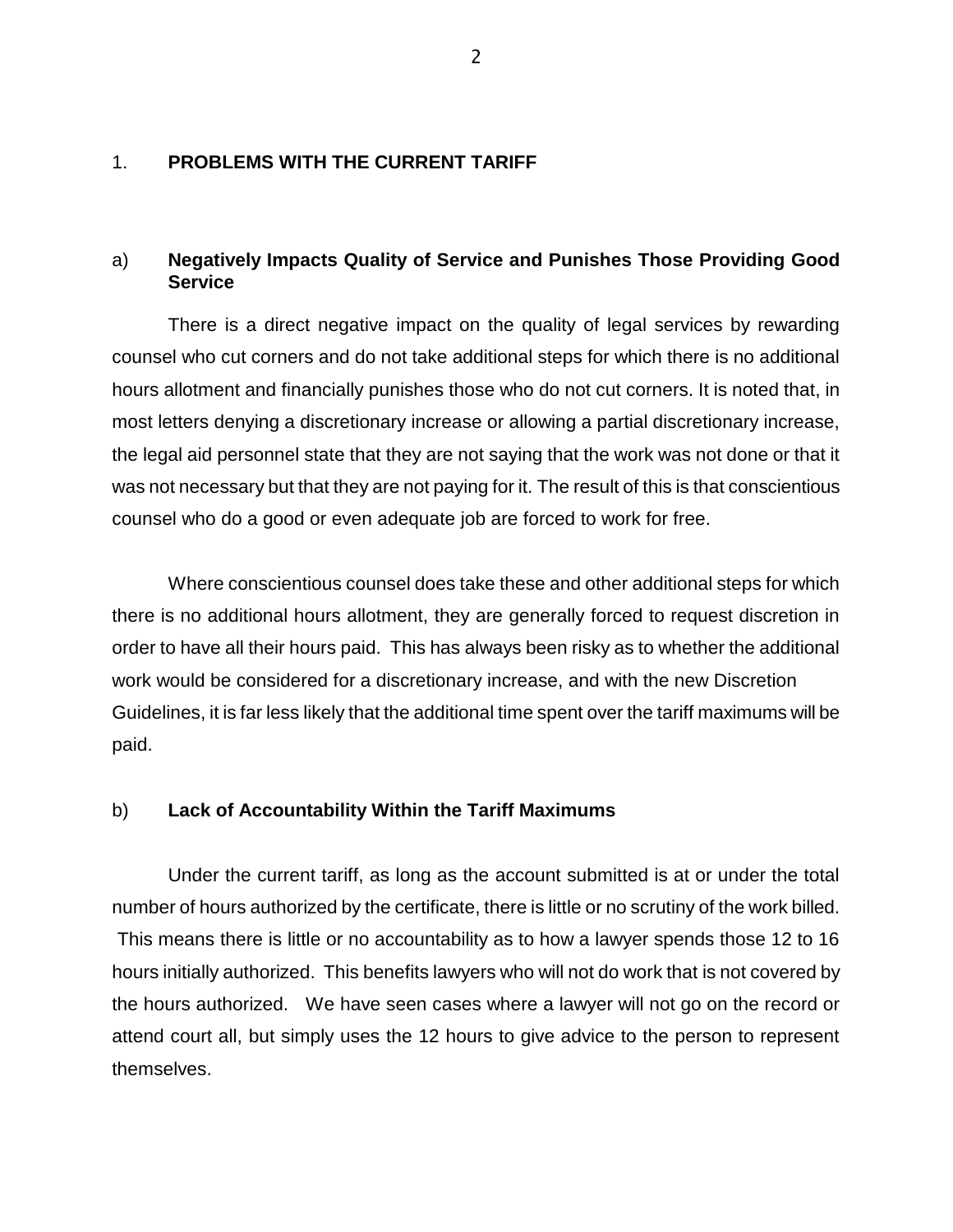## 1. PROBLEMS WITH THE CURRENT TARIFF

### a) Negatively Impacts Quality of Service and Punishes Those Providing Good Service

There is a direct negative impact on the quality of legal services by rewarding counsel who cut corners and do not take additional steps for which there is no additional hours allotment and financially punishes those who do not cut corners. It is noted that, in most letters denying a discretionary increase or allowing a partial discretionary increase, the legal aid personnel state that they are not saying that the work was not done or that it was not necessary but that they are not paying for it. The result of this is that conscientious counsel who do a good or even adequate job are forced to work for free.

Where conscientious counsel does take these and other additional steps for which there is no additional hours allotment, they are generally forced to request discretion in order to have all their hours paid. This has always been risky as to whether the additional work would be considered for a discretionary increase, and with the new Discretion Guidelines, it is far less likely that the additional time spent over the tariff maximums will be paid.

### b) Lack of Accountability Within the Tariff Maximums

Under the current tariff, as long as the account submitted is at or under the total number of hours authorized by the certificate, there is little or no scrutiny of the work billed. This means there is little or no accountability as to how a lawyer spends those 12 to 16 hours initially authorized. This benefits lawyers who will not do work that is not covered by the hours authorized. We have seen cases where a lawyer will not go on the record or attend court all, but simply uses the 12 hours to give advice to the person to represent themselves.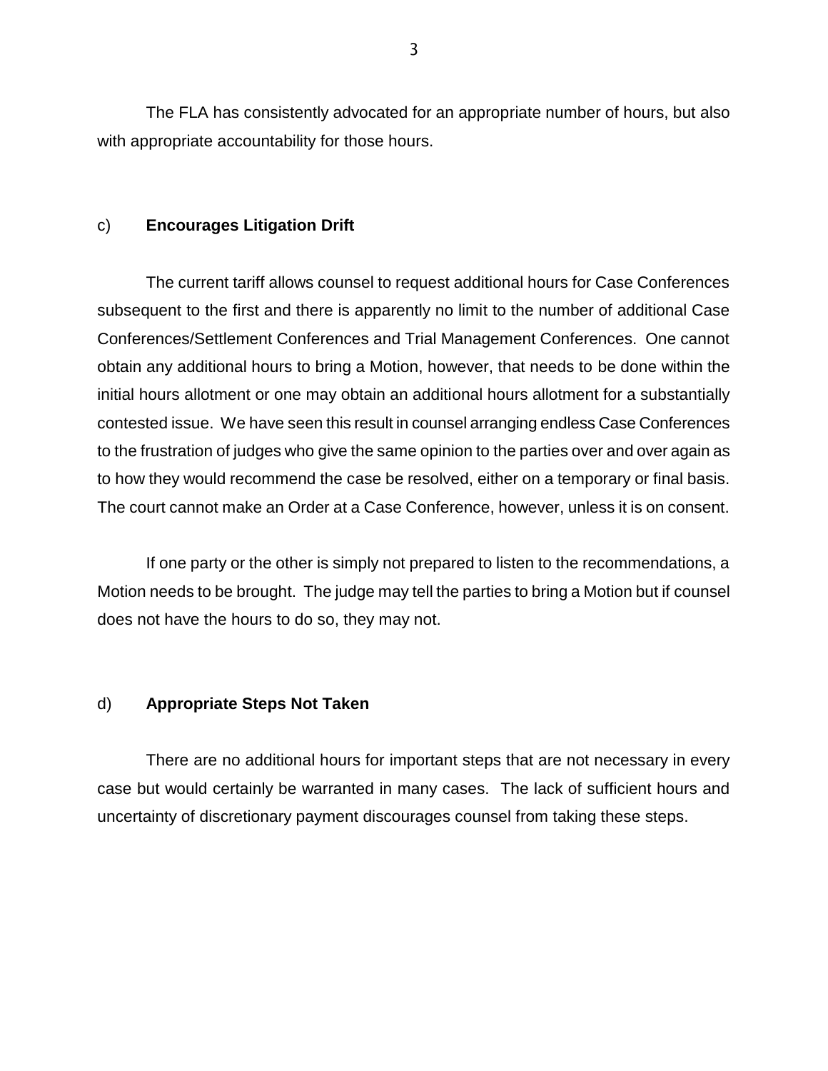The FLA has consistently advocated for an appropriate number of hours, but also with appropriate accountability for those hours.

### c) **Encourages Litigation Drift**

The current tariff allows counsel to request additional hours for Case Conferences subsequent to the first and there is apparently no limit to the number of additional Case Conferences/Settlement Conferences and Trial Management Conferences. One cannot obtain any additional hours to bring a Motion, however, that needs to be done within the initial hours allotment or one may obtain an additional hours allotment for a substantially contested issue. We have seen this result in counsel arranging endless Case Conferences to the frustration of judges who give the same opinion to the parties over and over again as to how they would recommend the case be resolved, either on a temporary or final basis. The court cannot make an Order at a Case Conference, however, unless it is on consent.

If one party or the other is simply not prepared to listen to the recommendations, a Motion needs to be brought. The judge may tell the parties to bring a Motion but if counsel does not have the hours to do so, they may not.

### d) **Appropriate Steps Not Taken**

There are no additional hours for important steps that are not necessary in every case but would certainly be warranted in many cases. The lack of sufficient hours and uncertainty of discretionary payment discourages counsel from taking these steps.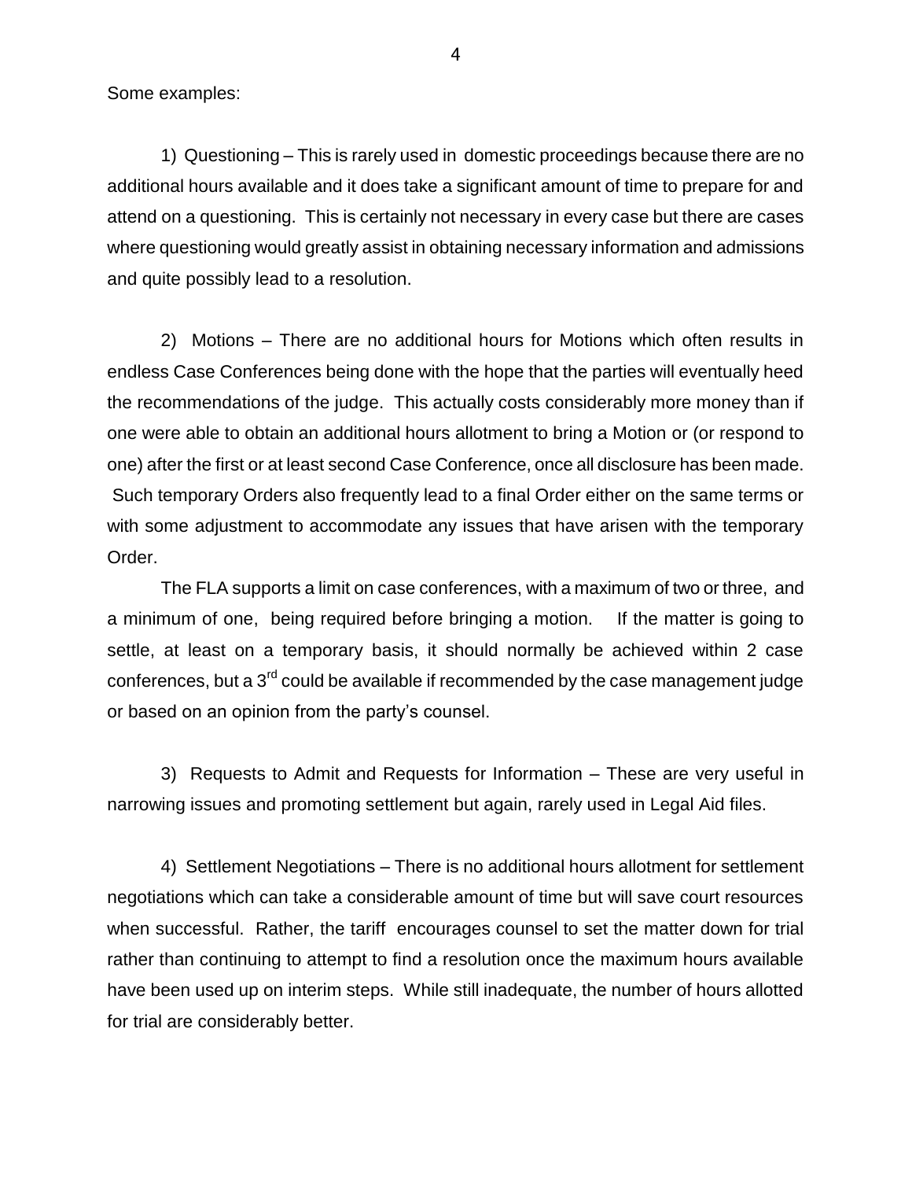Some examples:

1) Questioning – This is rarely used in domestic proceedings because there are no additional hours available and it does take a significant amount of time to prepare for and attend on a questioning. This is certainly not necessary in every case but there are cases where questioning would greatly assist in obtaining necessary information and admissions and quite possibly lead to a resolution.

2) Motions – There are no additional hours for Motions which often results in endless Case Conferences being done with the hope that the parties will eventually heed the recommendations of the judge. This actually costs considerably more money than if one were able to obtain an additional hours allotment to bring a Motion or (or respond to one) after the first or at least second Case Conference, once all disclosure has been made. Such temporary Orders also frequently lead to a final Order either on the same terms or with some adjustment to accommodate any issues that have arisen with the temporary Order.

The FLA supports a limit on case conferences, with a maximum of two or three, and a minimum of one, being required before bringing a motion. If the matter is going to settle, at least on a temporary basis, it should normally be achieved within 2 case conferences, but a 3rd could be available if recommended by the case management judge or based on an opinion from the party's counsel.

3) Requests to Admit and Requests for Information – These are very useful in narrowing issues and promoting settlement but again, rarely used in Legal Aid files.

4) Settlement Negotiations – There is no additional hours allotment for settlement negotiations which can take a considerable amount of time but will save court resources when successful. Rather, the tariff encourages counsel to set the matter down for trial rather than continuing to attempt to find a resolution once the maximum hours available have been used up on interim steps. While still inadequate, the number of hours allotted for trial are considerably better.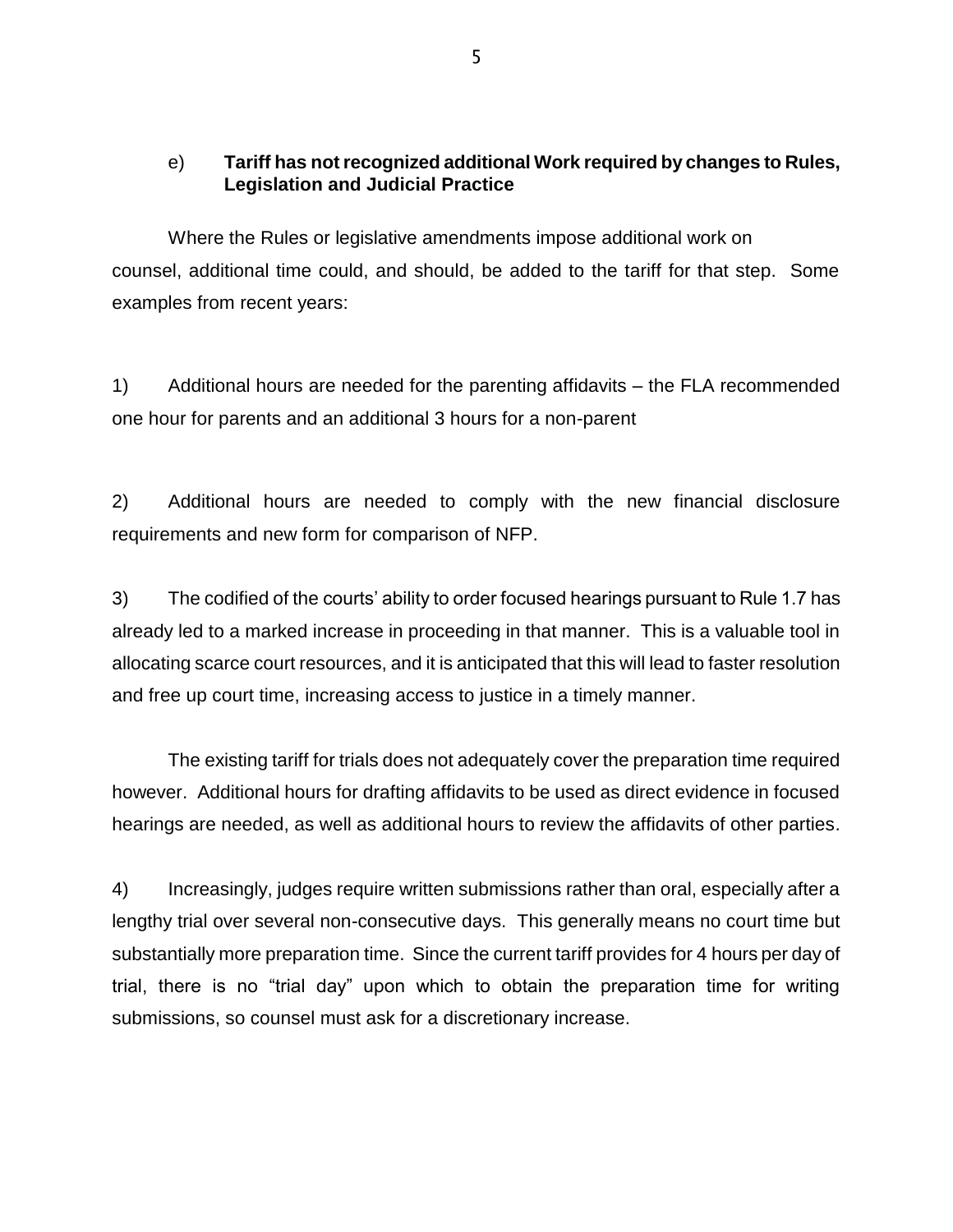### e) **Tariff has not recognized additional Work required by changes to Rules, Legislation and Judicial Practice**

Where the Rules or legislative amendments impose additional work on counsel, additional time could, and should, be added to the tariff for that step. Some examples from recent years:

1) Additional hours are needed for the parenting affidavits – the FLA recommended one hour for parents and an additional 3 hours for a non-parent

2) Additional hours are needed to comply with the new financial disclosure requirements and new form for comparison of NFP.

3) The codified of the courts' ability to order focused hearings pursuant to Rule 1.7 has already led to a marked increase in proceeding in that manner. This is a valuable tool in allocating scarce court resources, and it is anticipated that this will lead to faster resolution and free up court time, increasing access to justice in a timely manner.

The existing tariff for trials does not adequately cover the preparation time required however. Additional hours for drafting affidavits to be used as direct evidence in focused hearings are needed, as well as additional hours to review the affidavits of other parties.

4) Increasingly, judges require written submissions rather than oral, especially after a lengthy trial over several non-consecutive days. This generally means no court time but substantially more preparation time. Since the current tariff provides for 4 hours per day of trial, there is no "trial day" upon which to obtain the preparation time for writing submissions, so counsel must ask for a discretionary increase.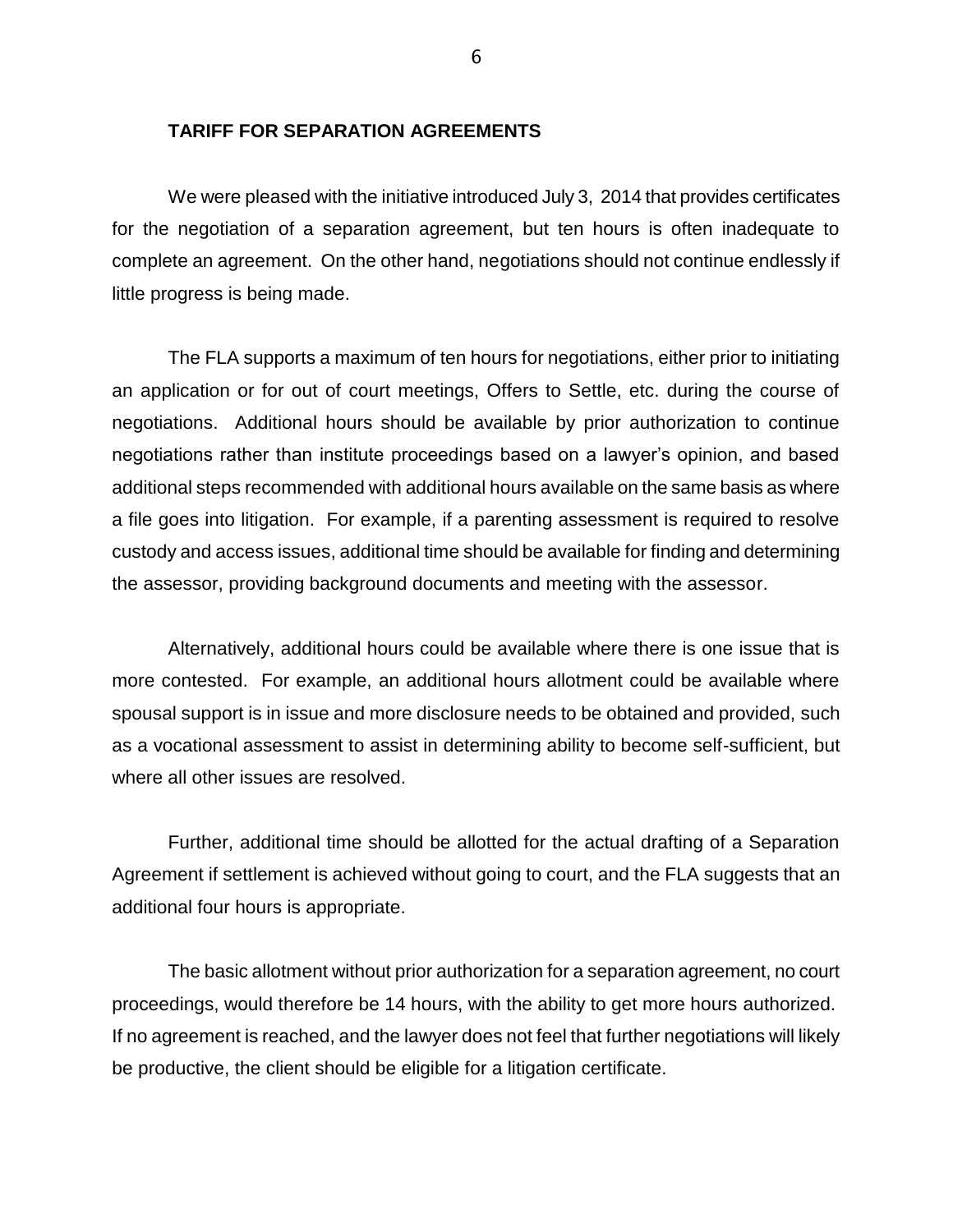**TARIFF FOR SEPARATION AGREEMENTS**

We were pleased with the initiative introduced July 3, 2014 that provides certificates for the negotiation of a separation agreement, but ten hours is often inadequate to complete an agreement. On the other hand, negotiations should not continue endlessly if little progress is being made.

The FLA supports a maximum of ten hours for negotiations, either prior to initiating an application or for out of court meetings, Offers to Settle, etc. during the course of negotiations. Additional hours should be available by prior authorization to continue negotiations rather than institute proceedings based on a lawyer's opinion, and based additional steps recommended with additional hours available on the same basis as where a file goes into litigation. For example, if a parenting assessment is required to resolve custody and access issues, additional time should be available for finding and determining the assessor, providing background documents and meeting with the assessor.

Alternatively, additional hours could be available where there is one issue that is more contested. For example, an additional hours allotment could be available where spousal support is in issue and more disclosure needs to be obtained and provided, such as a vocational assessment to assist in determining ability to become self-sufficient, but where all other issues are resolved.

Further, additional time should be allotted for the actual drafting of a Separation Agreement if settlement is achieved without going to court, and the FLA suggests that an additional four hours is appropriate.

The basic allotment without prior authorization for a separation agreement, no court proceedings, would therefore be 14 hours, with the ability to get more hours authorized. If no agreement is reached, and the lawyer does not feel that further negotiations will likely be productive, the client should be eligible for a litigation certificate.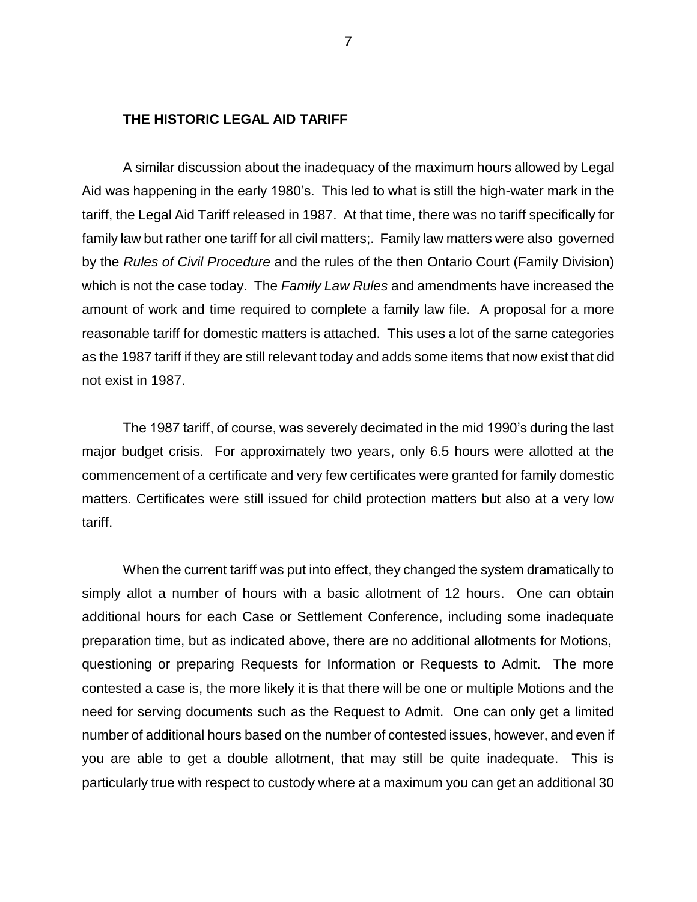**THE HISTORIC LEGAL AID TARIFF**

A similar discussion about the inadequacy of the maximum hours allowed by Legal Aid was happening in the early 1980's. This led to what is still the high-water mark in the tariff, the Legal Aid Tariff released in 1987. At that time, there was no tariff specifically for family law but rather one tariff for all civil matters;. Family law matters were also governed by the *Rules of Civil Procedure* and the rules of the then Ontario Court (Family Division) which is not the case today. The *Family Law Rules* and amendments have increased the amount of work and time required to complete a family law file. A proposal for a more reasonable tariff for domestic matters is attached. This uses a lot of the same categories as the 1987 tariff if they are still relevant today and adds some items that now exist that did not exist in 1987.

The 1987 tariff, of course, was severely decimated in the mid 1990's during the last major budget crisis. For approximately two years, only 6.5 hours were allotted at the commencement of a certificate and very few certificates were granted for family domestic matters. Certificates were still issued for child protection matters but also at a very low tariff.

When the current tariff was put into effect, they changed the system dramatically to simply allot a number of hours with a basic allotment of 12 hours. One can obtain additional hours for each Case or Settlement Conference, including some inadequate preparation time, but as indicated above, there are no additional allotments for Motions, questioning or preparing Requests for Information or Requests to Admit. The more contested a case is, the more likely it is that there will be one or multiple Motions and the need for serving documents such as the Request to Admit. One can only get a limited number of additional hours based on the number of contested issues, however, and even if you are able to get a double allotment, that may still be quite inadequate. This is particularly true with respect to custody where at a maximum you can get an additional 30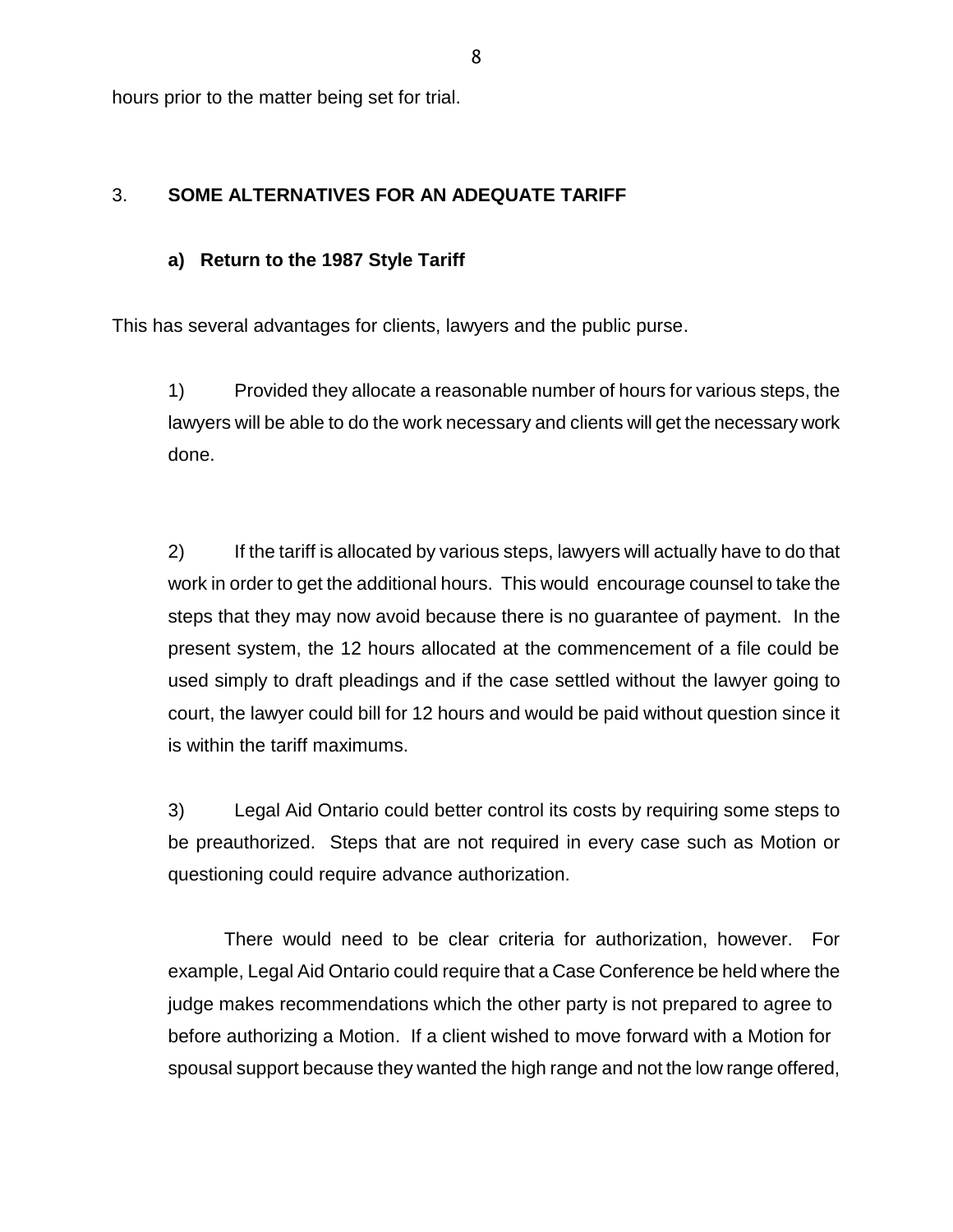hours prior to the matter being set for trial.

## 3. SOME ALTERNATIVES FOR AN ADEQUATE TARIFF

### a) Return to the 1987 Style Tariff

This has several advantages for clients, lawyers and the public purse.

1) Provided they allocate a reasonable number of hours for various steps, the lawyers will be able to do the work necessary and clients will get the necessary work done.

2) If the tariff is allocated by various steps, lawyers will actually have to do that work in order to get the additional hours. This would encourage counsel to take the steps that they may now avoid because there is no guarantee of payment. In the present system, the 12 hours allocated at the commencement of a file could be used simply to draft pleadings and if the case settled without the lawyer going to court, the lawyer could bill for 12 hours and would be paid without question since it is within the tariff maximums.

3) Legal Aid Ontario could better control its costs by requiring some steps to be preauthorized. Steps that are not required in every case such as Motion or questioning could require advance authorization.

There would need to be clear criteria for authorization, however. For example, Legal Aid Ontario could require that a Case Conference be held where the judge makes recommendations which the other party is not prepared to agree to before authorizing a Motion. If a client wished to move forward with a Motion for spousal support because they wanted the high range and not the low range offered,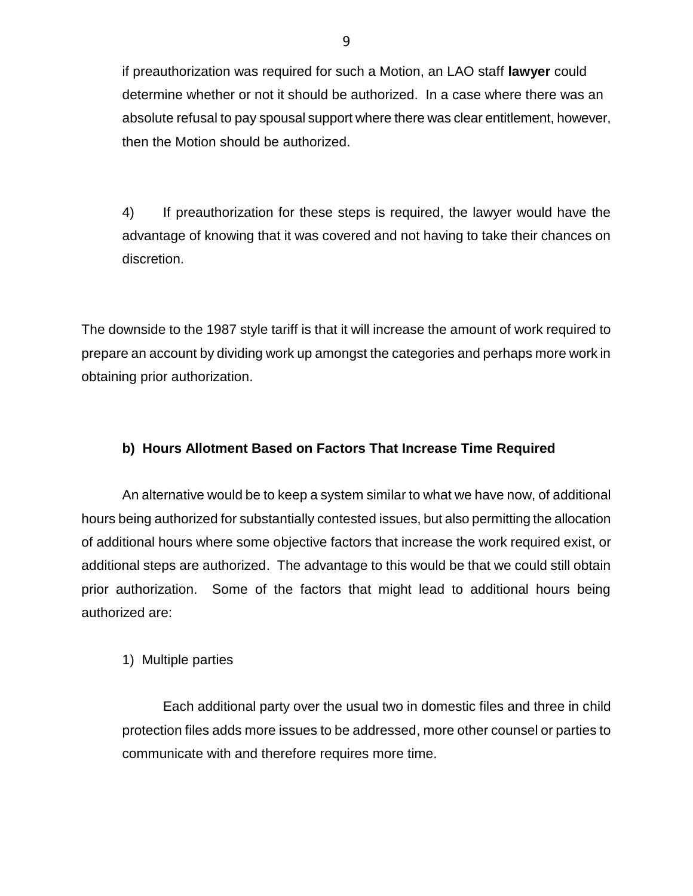if preauthorization was required for such a Motion, an LAO staff **lawyer** could determine whether or not it should be authorized. In a case where there was an absolute refusal to pay spousal support where there was clear entitlement, however, then the Motion should be authorized.

4) If preauthorization for these steps is required, the lawyer would have the advantage of knowing that it was covered and not having to take their chances on discretion.

The downside to the 1987 style tariff is that it will increase the amount of work required to prepare an account by dividing work up amongst the categories and perhaps more work in obtaining prior authorization.

#### b) Hours Allotment Based on Factors That Increase Time Required

An alternative would be to keep a system similar to what we have now, of additional hours being authorized for substantially contested issues, but also permitting the allocation of additional hours where some objective factors that increase the work required exist, or additional steps are authorized. The advantage to this would be that we could still obtain prior authorization. Some of the factors that might lead to additional hours being authorized are:

1) Multiple parties

Each additional party over the usual two in domestic files and three in child protection files adds more issues to be addressed, more other counsel or parties to communicate with and therefore requires more time.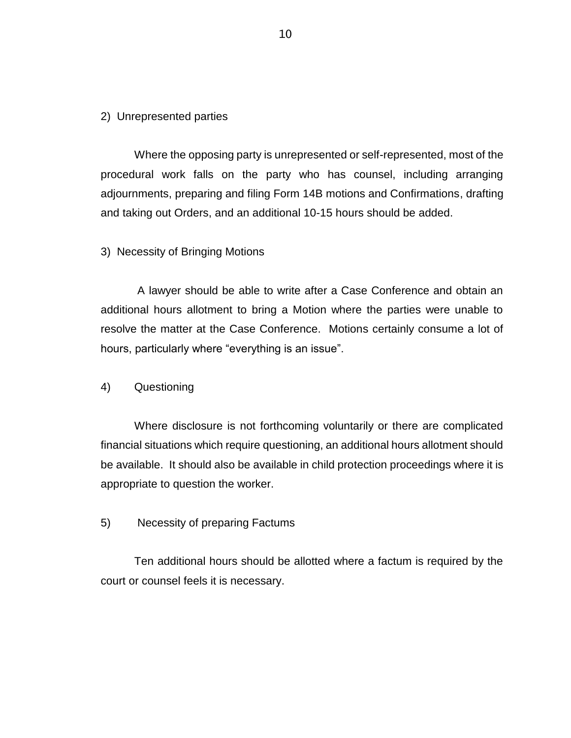2) Unrepresented parties

Where the opposing party is unrepresented or self-represented, most of the procedural work falls on the party who has counsel, including arranging adjournments, preparing and filing Form 14B motions and Confirmations, drafting and taking out Orders, and an additional 10-15 hours should be added.

3) Necessity of Bringing Motions

A lawyer should be able to write after a Case Conference and obtain an additional hours allotment to bring a Motion where the parties were unable to resolve the matter at the Case Conference. Motions certainly consume a lot of hours, particularly where "everything is an issue".

4) Questioning

Where disclosure is not forthcoming voluntarily or there are complicated financial situations which require questioning, an additional hours allotment should be available. It should also be available in child protection proceedings where it is appropriate to question the worker.

5) Necessity of preparing Factums

Ten additional hours should be allotted where a factum is required by the court or counsel feels it is necessary.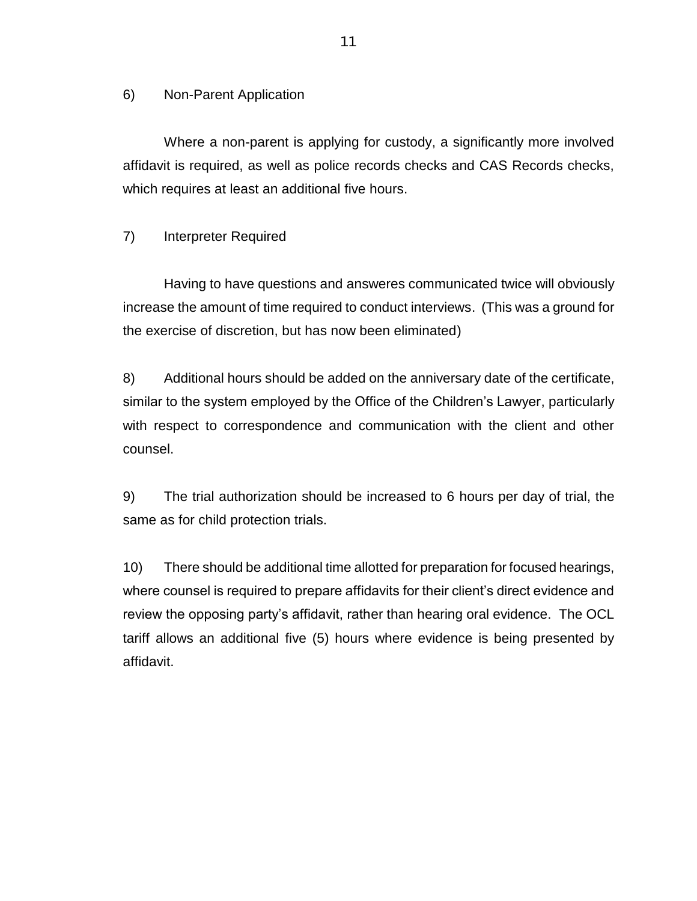6) Non-Parent Application

Where a non-parent is applying for custody, a significantly more involved affidavit is required, as well as police records checks and CAS Records checks, which requires at least an additional five hours.

7) Interpreter Required

Having to have questions and answeres communicated twice will obviously increase the amount of time required to conduct interviews. (This was a ground for the exercise of discretion, but has now been eliminated)

8) Additional hours should be added on the anniversary date of the certificate, similar to the system employed by the Office of the Children's Lawyer, particularly with respect to correspondence and communication with the client and other counsel.

9) The trial authorization should be increased to 6 hours per day of trial, the same as for child protection trials.

10) There should be additional time allotted for preparation for focused hearings, where counsel is required to prepare affidavits for their client's direct evidence and review the opposing party's affidavit, rather than hearing oral evidence. The OCL tariff allows an additional five (5) hours where evidence is being presented by affidavit.